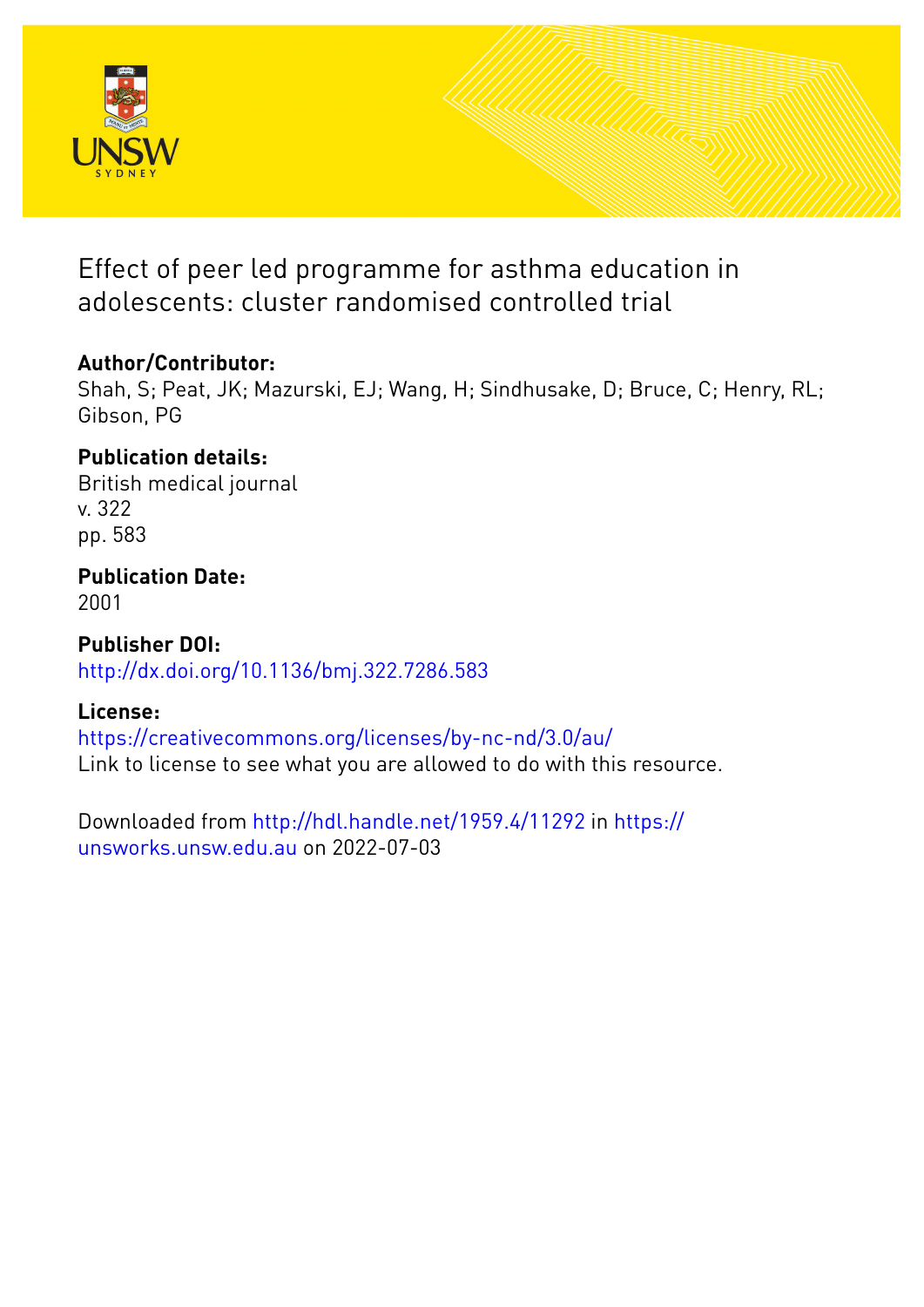# Effect of peer led programme for asthma education in adolescents: cluster randomised controlled trial

## Author/Contributor:

Shah, S; Peat, JK; Mazurski, EJ; Wang, H; Sindhusake, D; Bruce, C; Henry, RL; Gibson, PG

## Publication details:

British medical journal
v. 322
pp. 583

## Publication Date:

2001

## Publisher DOI:

http://dx.doi.org/10.1136/bmj.322.7286.583

## License:

https://creativecommons.org/licenses/by-nc-nd/3.0/au/
Link to license to see what you are allowed to do with this resource.

Downloaded from http://hdl.handle.net/1959.4/11292 in https://unsworks.unsw.edu.au on 2022-07-03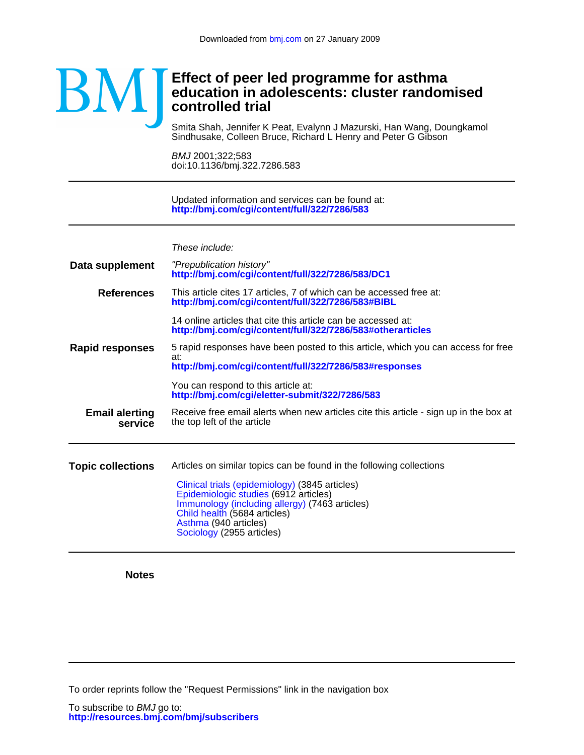Downloaded from bmj.com on 27 January 2009

BMJ

# Effect of peer led programme for asthma education in adolescents: cluster randomised controlled trial

Smita Shah, Jennifer K Peat, Evalynn J Mazurski, Han Wang, Doungkamol Sindhusake, Colleen Bruce, Richard L Henry and Peter G Gibson

*BMJ* 2001;322;583
doi:10.1136/bmj.322.7286.583

Updated information and services can be found at:
**http://bmj.com/cgi/content/full/322/7286/583**

*These include:*

**Data supplement**

"Prepublication history"
**http://bmj.com/cgi/content/full/322/7286/583/DC1**

**References**

This article cites 17 articles, 7 of which can be accessed free at:
**http://bmj.com/cgi/content/full/322/7286/583#BIBL**

14 online articles that cite this article can be accessed at:
**http://bmj.com/cgi/content/full/322/7286/583#otherarticles**

**Rapid responses**

5 rapid responses have been posted to this article, which you can access for free at:
**http://bmj.com/cgi/content/full/322/7286/583#responses**

You can respond to this article at:
**http://bmj.com/cgi/eletter-submit/322/7286/583**

**Email alerting service**

Receive free email alerts when new articles cite this article - sign up in the box at the top left of the article

**Topic collections**

Articles on similar topics can be found in the following collections

Clinical trials (epidemiology) (3845 articles)
Epidemiologic studies (6912 articles)
Immunology (including allergy) (7463 articles)
Child health (5684 articles)
Asthma (940 articles)
Sociology (2955 articles)

**Notes**

To order reprints follow the "Request Permissions" link in the navigation box

To subscribe to *BMJ* go to:
**http://resources.bmj.com/bmj/subscribers**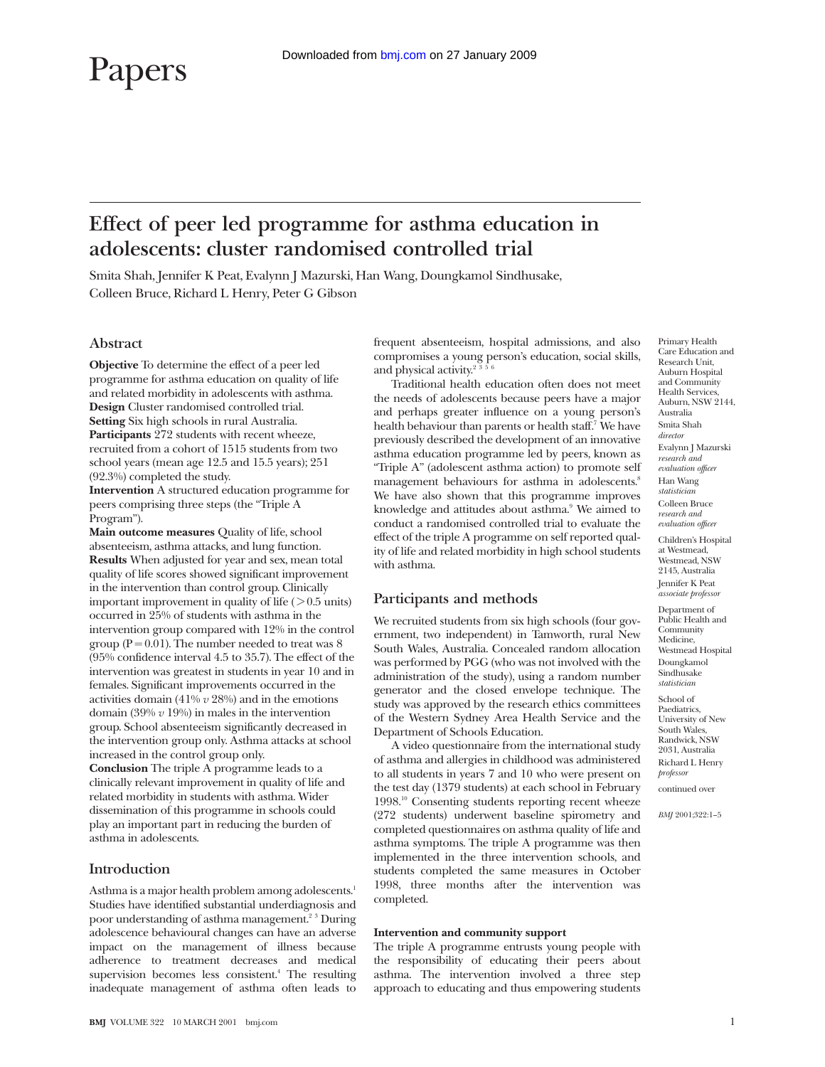# Papers

# Effect of peer led programme for asthma education in adolescents: cluster randomised controlled trial

Smita Shah, Jennifer K Peat, Evalynn J Mazurski, Han Wang, Doungkamol Sindhusake, Colleen Bruce, Richard L Henry, Peter G Gibson

## Abstract

**Objective** To determine the effect of a peer led programme for asthma education on quality of life and related morbidity in adolescents with asthma.

**Design** Cluster randomised controlled trial.

**Setting** Six high schools in rural Australia.

**Participants** 272 students with recent wheeze, recruited from a cohort of 1515 students from two school years (mean age 12.5 and 15.5 years); 251 (92.3%) completed the study.

**Intervention** A structured education programme for peers comprising three steps (the "Triple A Program").

**Main outcome measures** Quality of life, school absenteeism, asthma attacks, and lung function.

**Results** When adjusted for year and sex, mean total quality of life scores showed significant improvement in the intervention than control group. Clinically important improvement in quality of life (>0.5 units) occurred in 25% of students with asthma in the intervention group compared with 12% in the control group (P=0.01). The number needed to treat was 8 (95% confidence interval 4.5 to 35.7). The effect of the intervention was greatest in students in year 10 and in females. Significant improvements occurred in the activities domain (41% *v* 28%) and in the emotions domain (39% *v* 19%) in males in the intervention group. School absenteeism significantly decreased in the intervention group only. Asthma attacks at school increased in the control group only.

**Conclusion** The triple A programme leads to a clinically relevant improvement in quality of life and related morbidity in students with asthma. Wider dissemination of this programme in schools could play an important part in reducing the burden of asthma in adolescents.

## Introduction

Asthma is a major health problem among adolescents.[1] Studies have identified substantial underdiagnosis and poor understanding of asthma management.[2,3] During adolescence behavioural changes can have an adverse impact on the management of illness because adherence to treatment decreases and medical supervision becomes less consistent.[4] The resulting inadequate management of asthma often leads to frequent absenteeism, hospital admissions, and also compromises a young person's education, social skills, and physical activity.[2,3,5,6]

Traditional health education often does not meet the needs of adolescents because peers have a major and perhaps greater influence on a young person's health behaviour than parents or health staff.[7] We have previously described the development of an innovative asthma education programme led by peers, known as "Triple A" (adolescent asthma action) to promote self management behaviours for asthma in adolescents.[8] We have also shown that this programme improves knowledge and attitudes about asthma.[9] We aimed to conduct a randomised controlled trial to evaluate the effect of the triple A programme on self reported quality of life and related morbidity in high school students with asthma.

## Participants and methods

We recruited students from six high schools (four government, two independent) in Tamworth, rural New South Wales, Australia. Concealed random allocation was performed by PGG (who was not involved with the administration of the study), using a random number generator and the closed envelope technique. The study was approved by the research ethics committees of the Western Sydney Area Health Service and the Department of Schools Education.

A video questionnaire from the international study of asthma and allergies in childhood was administered to all students in years 7 and 10 who were present on the test day (1379 students) at each school in February 1998.[10] Consenting students reporting recent wheeze (272 students) underwent baseline spirometry and completed questionnaires on asthma quality of life and asthma symptoms. The triple A programme was then implemented in the three intervention schools, and students completed the same measures in October 1998, three months after the intervention was completed.

### Intervention and community support

The triple A programme entrusts young people with the responsibility of educating their peers about asthma. The intervention involved a three step approach to educating and thus empowering students

Primary Health Care Education and Research Unit, Auburn Hospital and Community Health Services, Auburn, NSW 2144, Australia
Smita Shah *director*
Evalynn J Mazurski *research and evaluation officer*
Han Wang *statistician*
Colleen Bruce *research and evaluation officer*

Children's Hospital at Westmead, Westmead, NSW 2145, Australia
Jennifer K Peat *associate professor*

Department of Public Health and Community Medicine, Westmead Hospital
Doungkamol Sindhusake *statistician*

School of Paediatrics, University of New South Wales, Randwick, NSW 2031, Australia
Richard L Henry *professor*

continued over

*BMJ* 2001;322:1–5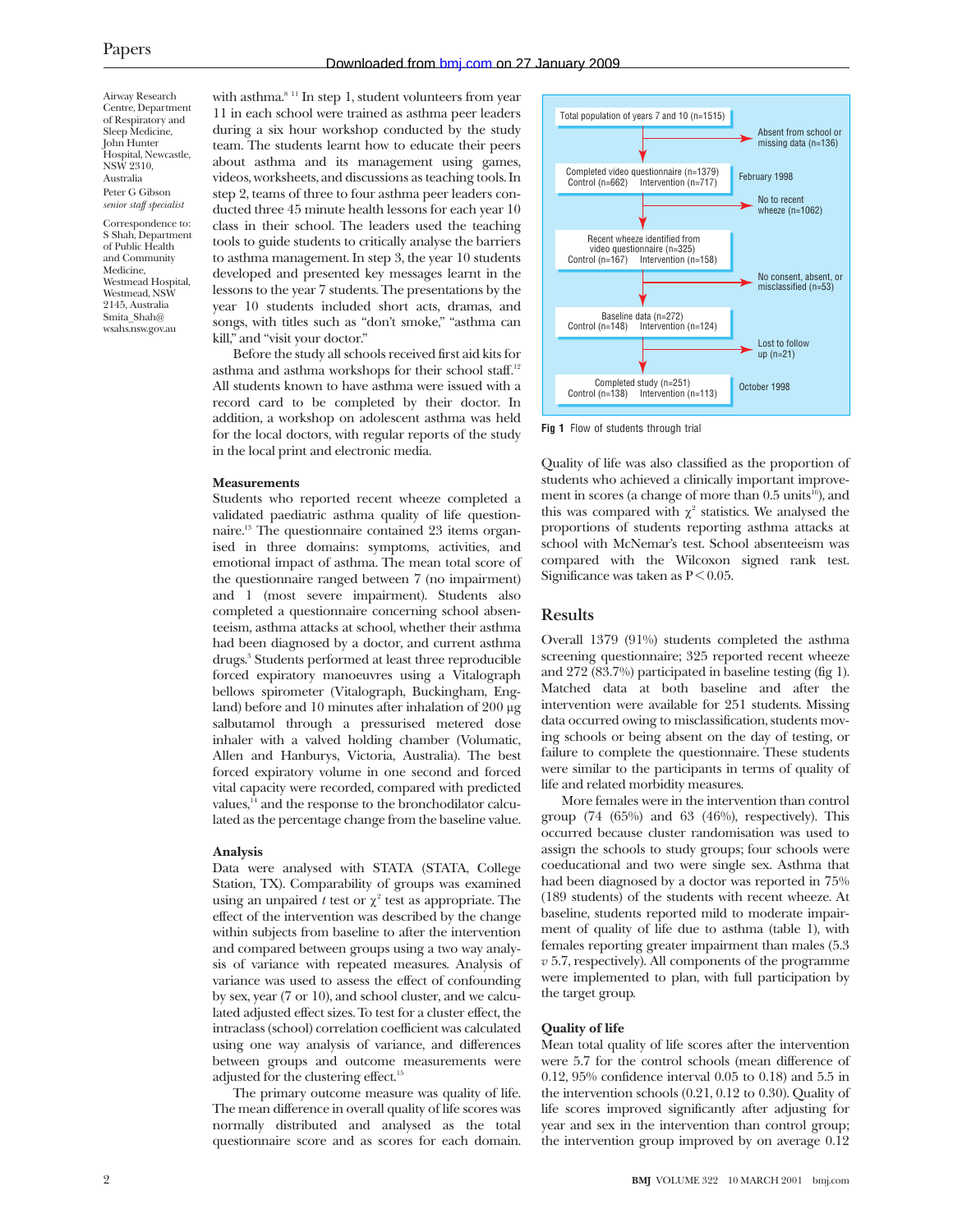Airway Research Centre, Department of Respiratory and Sleep Medicine, John Hunter Hospital, Newcastle, NSW 2310, Australia

Peter G Gibson *senior staff specialist*

Correspondence to: S Shah, Department of Public Health and Community Medicine, Westmead Hospital, Westmead, NSW 2145, Australia Smita_Shah@wsahs.nsw.gov.au

with asthma.[8 11] In step 1, student volunteers from year 11 in each school were trained as asthma peer leaders during a six hour workshop conducted by the study team. The students learnt how to educate their peers about asthma and its management using games, videos, worksheets, and discussions as teaching tools. In step 2, teams of three to four asthma peer leaders conducted three 45 minute health lessons for each year 10 class in their school. The leaders used the teaching tools to guide students to critically analyse the barriers to asthma management. In step 3, the year 10 students developed and presented key messages learnt in the lessons to the year 7 students. The presentations by the year 10 students included short acts, dramas, and songs, with titles such as "don't smoke," "asthma can kill," and "visit your doctor."

Before the study all schools received first aid kits for asthma and asthma workshops for their school staff.[12] All students known to have asthma were issued with a record card to be completed by their doctor. In addition, a workshop on adolescent asthma was held for the local doctors, with regular reports of the study in the local print and electronic media.

### Measurements

Students who reported recent wheeze completed a validated paediatric asthma quality of life questionnaire.[13] The questionnaire contained 23 items organised in three domains: symptoms, activities, and emotional impact of asthma. The mean total score of the questionnaire ranged between 7 (no impairment) and 1 (most severe impairment). Students also completed a questionnaire concerning school absenteeism, asthma attacks at school, whether their asthma had been diagnosed by a doctor, and current asthma drugs.[3] Students performed at least three reproducible forced expiratory manoeuvres using a Vitalograph bellows spirometer (Vitalograph, Buckingham, England) before and 10 minutes after inhalation of 200 µg salbutamol through a pressurised metered dose inhaler with a valved holding chamber (Volumatic, Allen and Hanburys, Victoria, Australia). The best forced expiratory volume in one second and forced vital capacity were recorded, compared with predicted values,[14] and the response to the bronchodilator calculated as the percentage change from the baseline value.

### Analysis

Data were analysed with STATA (STATA, College Station, TX). Comparability of groups was examined using an unpaired *t* test or $\chi^2$ test as appropriate. The effect of the intervention was described by the change within subjects from baseline to after the intervention and compared between groups using a two way analysis of variance with repeated measures. Analysis of variance was used to assess the effect of confounding by sex, year (7 or 10), and school cluster, and we calculated adjusted effect sizes. To test for a cluster effect, the intraclass (school) correlation coefficient was calculated using one way analysis of variance, and differences between groups and outcome measurements were adjusted for the clustering effect.[15]

The primary outcome measure was quality of life. The mean difference in overall quality of life scores was normally distributed and analysed as the total questionnaire score and as scores for each domain.

| | | |
|---|---|---|
| Total population of years 7 and 10 (n=1515) | → Absent from school or missing data (n=136) | |
| Completed video questionnaire (n=1379) Control (n=662) Intervention (n=717) | | February 1998 |
| | → No to recent wheeze (n=1062) | |
| Recent wheeze identified from video questionnaire (n=325) Control (n=167) Intervention (n=158) | | |
| | → No consent, absent, or misclassified (n=53) | |
| Baseline data (n=272) Control (n=148) Intervention (n=124) | | |
| | → Lost to follow up (n=21) | |
| Completed study (n=251) Control (n=138) Intervention (n=113) | | October 1998 |

**Fig 1** Flow of students through trial

Quality of life was also classified as the proportion of students who achieved a clinically important improvement in scores (a change of more than 0.5 units[16]), and this was compared with $\chi^2$ statistics. We analysed the proportions of students reporting asthma attacks at school with McNemar's test. School absenteeism was compared with the Wilcoxon signed rank test. Significance was taken as $P<0.05$.

## Results

Overall 1379 (91%) students completed the asthma screening questionnaire; 325 reported recent wheeze and 272 (83.7%) participated in baseline testing (fig 1). Matched data at both baseline and after the intervention were available for 251 students. Missing data occurred owing to misclassification, students moving schools or being absent on the day of testing, or failure to complete the questionnaire. These students were similar to the participants in terms of quality of life and related morbidity measures.

More females were in the intervention than control group (74 (65%) and 63 (46%), respectively). This occurred because cluster randomisation was used to assign the schools to study groups; four schools were coeducational and two were single sex. Asthma that had been diagnosed by a doctor was reported in 75% (189 students) of the students with recent wheeze. At baseline, students reported mild to moderate impairment of quality of life due to asthma (table 1), with females reporting greater impairment than males (5.3 *v* 5.7, respectively). All components of the programme were implemented to plan, with full participation by the target group.

### Quality of life

Mean total quality of life scores after the intervention were 5.7 for the control schools (mean difference of 0.12, 95% confidence interval 0.05 to 0.18) and 5.5 in the intervention schools (0.21, 0.12 to 0.30). Quality of life scores improved significantly after adjusting for year and sex in the intervention than control group; the intervention group improved by on average 0.12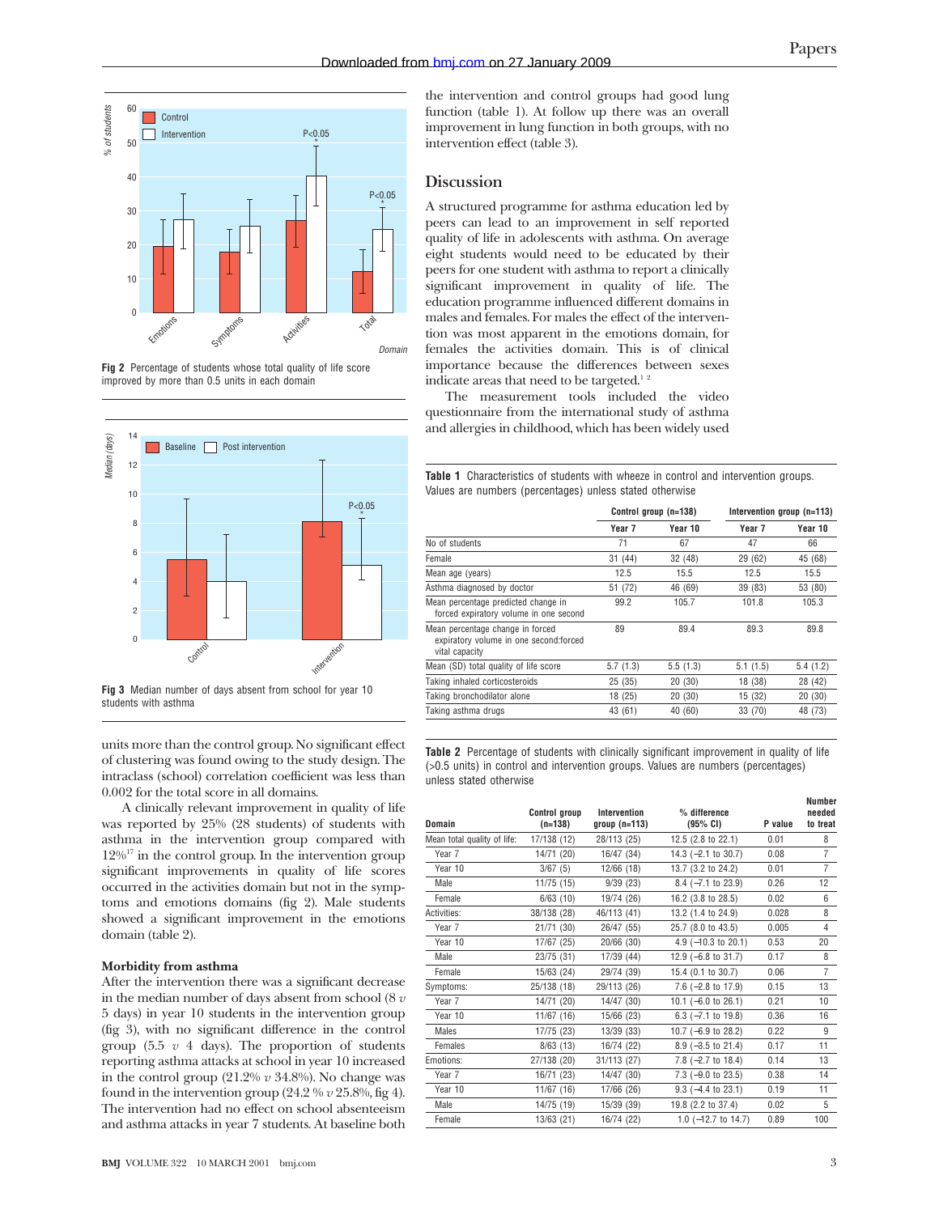Fig 2 Percentage of students whose total quality of life score improved by more than 0.5 units in each domain

Fig 3 Median number of days absent from school for year 10 students with asthma

units more than the control group. No significant effect of clustering was found owing to the study design. The intraclass (school) correlation coefficient was less than 0.002 for the total score in all domains.

A clinically relevant improvement in quality of life was reported by 25% (28 students) of students with asthma in the intervention group compared with 12%[17] in the control group. In the intervention group significant improvements in quality of life scores occurred in the activities domain but not in the symptoms and emotions domains (fig 2). Male students showed a significant improvement in the emotions domain (table 2).

### Morbidity from asthma

After the intervention there was a significant decrease in the median number of days absent from school (8 *v* 5 days) in year 10 students in the intervention group (fig 3), with no significant difference in the control group (5.5 *v* 4 days). The proportion of students reporting asthma attacks at school in year 10 increased in the control group (21.2% *v* 34.8%). No change was found in the intervention group (24.2 % *v* 25.8%, fig 4). The intervention had no effect on school absenteeism and asthma attacks in year 7 students. At baseline both the intervention and control groups had good lung function (table 1). At follow up there was an overall improvement in lung function in both groups, with no intervention effect (table 3).

## Discussion

A structured programme for asthma education led by peers can lead to an improvement in self reported quality of life in adolescents with asthma. On average eight students would need to be educated by their peers for one student with asthma to report a clinically significant improvement in quality of life. The education programme influenced different domains in males and females. For males the effect of the intervention was most apparent in the emotions domain, for females the activities domain. This is of clinical importance because the differences between sexes indicate areas that need to be targeted.[1 2]

The measurement tools included the video questionnaire from the international study of asthma and allergies in childhood, which has been widely used

**Table 1** Characteristics of students with wheeze in control and intervention groups. Values are numbers (percentages) unless stated otherwise

| | Control group (n=138) | | Intervention group (n=113) | |
|---|---|---|---|---|
| | Year 7 | Year 10 | Year 7 | Year 10 |
| No of students | 71 | 67 | 47 | 66 |
| Female | 31 (44) | 32 (48) | 29 (62) | 45 (68) |
| Mean age (years) | 12.5 | 15.5 | 12.5 | 15.5 |
| Asthma diagnosed by doctor | 51 (72) | 46 (69) | 39 (83) | 53 (80) |
| Mean percentage predicted change in forced expiratory volume in one second | 99.2 | 105.7 | 101.8 | 105.3 |
| Mean percentage change in forced expiratory volume in one second:forced vital capacity | 89 | 89.4 | 89.3 | 89.8 |
| Mean (SD) total quality of life score | 5.7 (1.3) | 5.5 (1.3) | 5.1 (1.5) | 5.4 (1.2) |
| Taking inhaled corticosteroids | 25 (35) | 20 (30) | 18 (38) | 28 (42) |
| Taking bronchodilator alone | 18 (25) | 20 (30) | 15 (32) | 20 (30) |
| Taking asthma drugs | 43 (61) | 40 (60) | 33 (70) | 48 (73) |

**Table 2** Percentage of students with clinically significant improvement in quality of life (>0.5 units) in control and intervention groups. Values are numbers (percentages) unless stated otherwise

| Domain | Control group (n=138) | Intervention group (n=113) | % difference (95% CI) | P value | Number needed to treat |
|---|---|---|---|---|---|
| Mean total quality of life: | 17/138 (12) | 28/113 (25) | 12.5 (2.8 to 22.1) | 0.01 | 8 |
| Year 7 | 14/71 (20) | 16/47 (34) | 14.3 (−2.1 to 30.7) | 0.08 | 7 |
| Year 10 | 3/67 (5) | 12/66 (18) | 13.7 (3.2 to 24.2) | 0.01 | 7 |
| Male | 11/75 (15) | 9/39 (23) | 8.4 (−7.1 to 23.9) | 0.26 | 12 |
| Female | 6/63 (10) | 19/74 (26) | 16.2 (3.8 to 28.5) | 0.02 | 6 |
| Activities: | 38/138 (28) | 46/113 (41) | 13.2 (1.4 to 24.9) | 0.028 | 8 |
| Year 7 | 21/71 (30) | 26/47 (55) | 25.7 (8.0 to 43.5) | 0.005 | 4 |
| Year 10 | 17/67 (25) | 20/66 (30) | 4.9 (−10.3 to 20.1) | 0.53 | 20 |
| Male | 23/75 (31) | 17/39 (44) | 12.9 (−5.8 to 31.7) | 0.17 | 8 |
| Female | 15/63 (24) | 29/74 (39) | 15.4 (0.1 to 30.7) | 0.06 | 7 |
| Symptoms: | 25/138 (18) | 29/113 (26) | 7.6 (−2.8 to 17.9) | 0.15 | 13 |
| Year 7 | 14/71 (20) | 14/47 (30) | 10.1 (−6.0 to 26.1) | 0.21 | 10 |
| Year 10 | 11/67 (16) | 15/66 (23) | 6.3 (−7.1 to 19.8) | 0.36 | 16 |
| Males | 17/75 (23) | 13/39 (33) | 10.7 (−6.9 to 28.2) | 0.22 | 9 |
| Females | 8/63 (13) | 16/74 (22) | 8.9 (−3.5 to 21.4) | 0.17 | 11 |
| Emotions: | 27/138 (20) | 31/113 (27) | 7.8 (−2.7 to 18.4) | 0.14 | 13 |
| Year 7 | 16/71 (23) | 14/47 (30) | 7.3 (−9.0 to 23.5) | 0.38 | 14 |
| Year 10 | 11/67 (16) | 17/66 (26) | 9.3 (−4.4 to 23.1) | 0.19 | 11 |
| Male | 14/75 (19) | 15/39 (39) | 19.8 (2.2 to 37.4) | 0.02 | 5 |
| Female | 13/63 (21) | 16/74 (22) | 1.0 (−12.7 to 14.7) | 0.89 | 100 |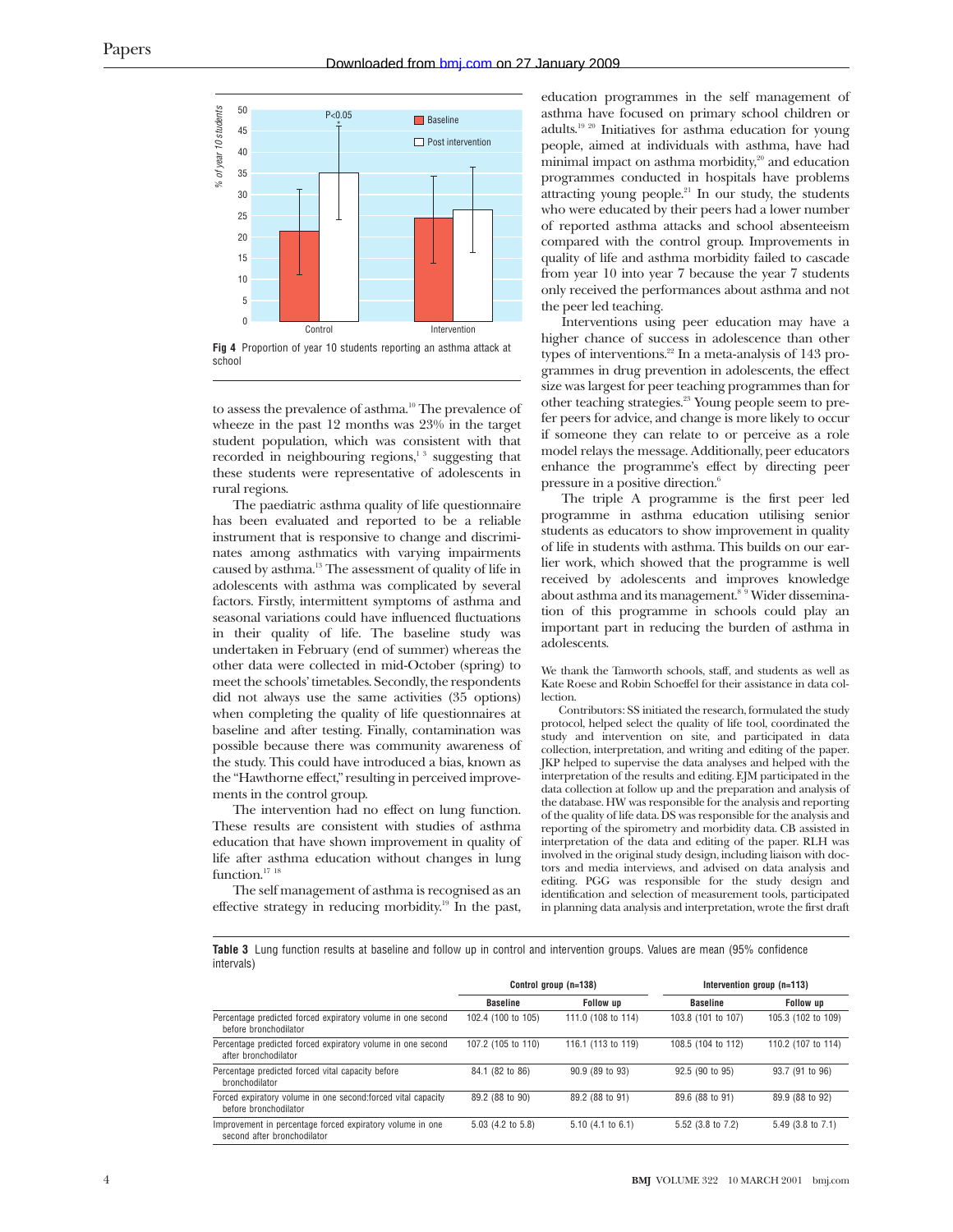P<0.05

Baseline

Post intervention

% of year 10 students

50
45
40
35
30
25
20
15
10
5
0

Control

Intervention

**Fig 4** Proportion of year 10 students reporting an asthma attack at school

to assess the prevalence of asthma.[10] The prevalence of wheeze in the past 12 months was 23% in the target student population, which was consistent with that recorded in neighbouring regions,[1 3] suggesting that these students were representative of adolescents in rural regions.

The paediatric asthma quality of life questionnaire has been evaluated and reported to be a reliable instrument that is responsive to change and discriminates among asthmatics with varying impairments caused by asthma.[13] The assessment of quality of life in adolescents with asthma was complicated by several factors. Firstly, intermittent symptoms of asthma and seasonal variations could have influenced fluctuations in their quality of life. The baseline study was undertaken in February (end of summer) whereas the other data were collected in mid-October (spring) to meet the schools' timetables. Secondly, the respondents did not always use the same activities (35 options) when completing the quality of life questionnaires at baseline and after testing. Finally, contamination was possible because there was community awareness of the study. This could have introduced a bias, known as the "Hawthorne effect," resulting in perceived improvements in the control group.

The intervention had no effect on lung function. These results are consistent with studies of asthma education that have shown improvement in quality of life after asthma education without changes in lung function.[17 18]

The self management of asthma is recognised as an effective strategy in reducing morbidity.[19] In the past, education programmes in the self management of asthma have focused on primary school children or adults.[19 20] Initiatives for asthma education for young people, aimed at individuals with asthma, have had minimal impact on asthma morbidity,[20] and education programmes conducted in hospitals have problems attracting young people.[21] In our study, the students who were educated by their peers had a lower number of reported asthma attacks and school absenteeism compared with the control group. Improvements in quality of life and asthma morbidity failed to cascade from year 10 into year 7 because the year 7 students only received the performances about asthma and not the peer led teaching.

Interventions using peer education may have a higher chance of success in adolescence than other types of interventions.[22] In a meta-analysis of 143 programmes in drug prevention in adolescents, the effect size was largest for peer teaching programmes than for other teaching strategies.[23] Young people seem to prefer peers for advice, and change is more likely to occur if someone they can relate to or perceive as a role model relays the message. Additionally, peer educators enhance the programme's effect by directing peer pressure in a positive direction.[6]

The triple A programme is the first peer led programme in asthma education utilising senior students as educators to show improvement in quality of life in students with asthma. This builds on our earlier work, which showed that the programme is well received by adolescents and improves knowledge about asthma and its management.[8 9] Wider dissemination of this programme in schools could play an important part in reducing the burden of asthma in adolescents.

We thank the Tamworth schools, staff, and students as well as Kate Roese and Robin Schoeffel for their assistance in data collection.

Contributors: SS initiated the research, formulated the study protocol, helped select the quality of life tool, coordinated the study and intervention on site, and participated in data collection, interpretation, and writing and editing of the paper. JKP helped to supervise the data analyses and helped with the interpretation of the results and editing. EJM participated in the data collection at follow up and the preparation and analysis of the database. HW was responsible for the analysis and reporting of the quality of life data. DS was responsible for the analysis and reporting of the spirometry and morbidity data. CB assisted in interpretation of the data and editing of the paper. RLH was involved in the original study design, including liaison with doctors and media interviews, and advised on data analysis and editing. PGG was responsible for the study design and identification and selection of measurement tools, participated in planning data analysis and interpretation, wrote the first draft

**Table 3** Lung function results at baseline and follow up in control and intervention groups. Values are mean (95% confidence intervals)

| | Control group (n=138) | | Intervention group (n=113) | |
|---|---|---|---|---|
| | Baseline | Follow up | Baseline | Follow up |
| Percentage predicted forced expiratory volume in one second before bronchodilator | 102.4 (100 to 105) | 111.0 (108 to 114) | 103.8 (101 to 107) | 105.3 (102 to 109) |
| Percentage predicted forced expiratory volume in one second after bronchodilator | 107.2 (105 to 110) | 116.1 (113 to 119) | 108.5 (104 to 112) | 110.2 (107 to 114) |
| Percentage predicted forced vital capacity before bronchodilator | 84.1 (82 to 86) | 90.9 (89 to 93) | 92.5 (90 to 95) | 93.7 (91 to 96) |
| Forced expiratory volume in one second:forced vital capacity before bronchodilator | 89.2 (88 to 90) | 89.2 (88 to 91) | 89.6 (88 to 91) | 89.9 (88 to 92) |
| Improvement in percentage forced expiratory volume in one second after bronchodilator | 5.03 (4.2 to 5.8) | 5.10 (4.1 to 6.1) | 5.52 (3.8 to 7.2) | 5.49 (3.8 to 7.1) |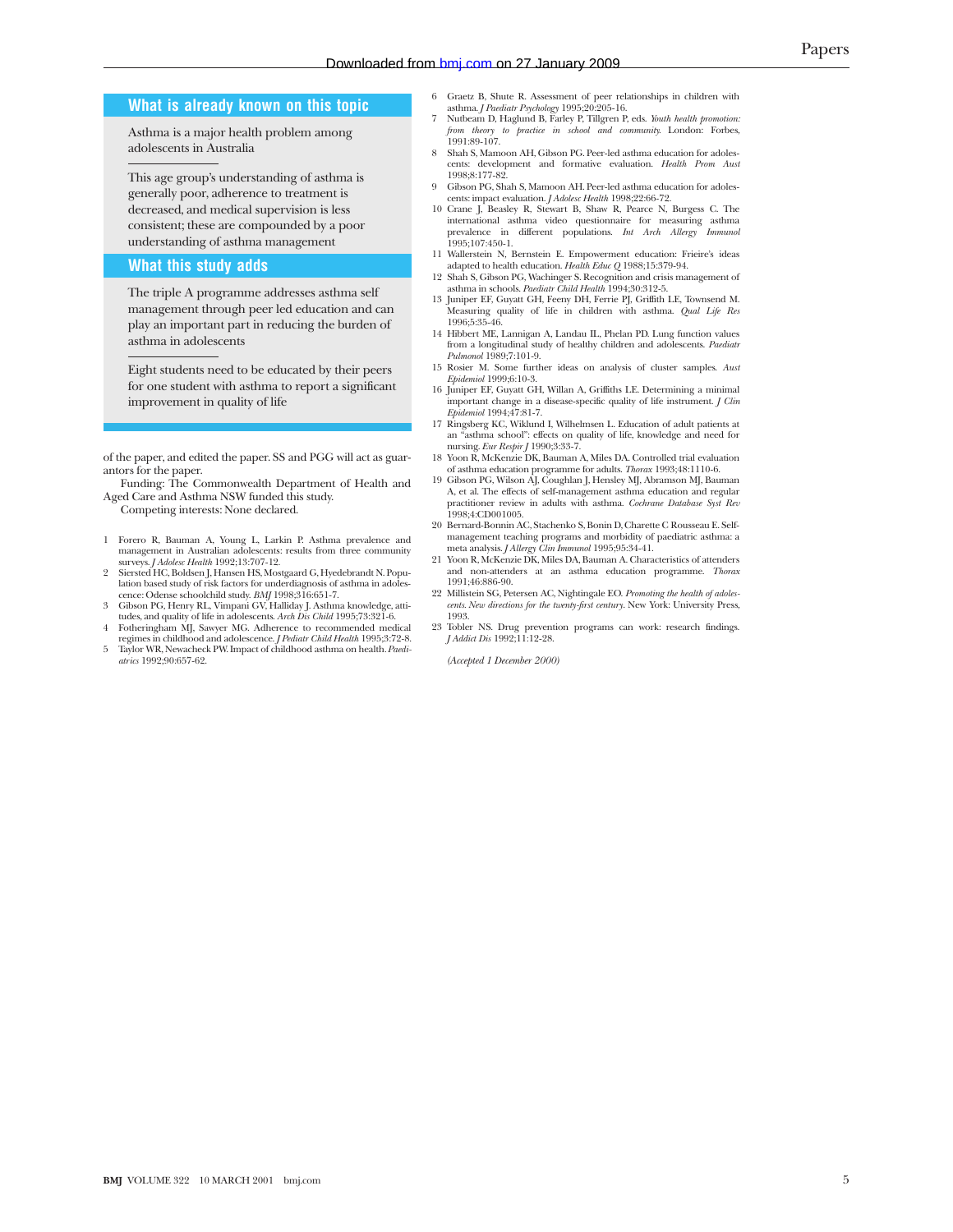## What is already known on this topic

Asthma is a major health problem among adolescents in Australia

This age group's understanding of asthma is generally poor, adherence to treatment is decreased, and medical supervision is less consistent; these are compounded by a poor understanding of asthma management

## What this study adds

The triple A programme addresses asthma self management through peer led education and can play an important part in reducing the burden of asthma in adolescents

Eight students need to be educated by their peers for one student with asthma to report a significant improvement in quality of life

of the paper, and edited the paper. SS and PGG will act as guarantors for the paper.

Funding: The Commonwealth Department of Health and Aged Care and Asthma NSW funded this study.

Competing interests: None declared.

1. Forero R, Bauman A, Young L, Larkin P. Asthma prevalence and management in Australian adolescents: results from three community surveys. *J Adolesc Health* 1992;13:707-12.
2. Siersted HC, Boldsen J, Hansen HS, Mostgaard G, Hyedebrandt N. Population based study of risk factors for underdiagnosis of asthma in adolescence: Odense schoolchild study. *BMJ* 1998;316:651-7.
3. Gibson PG, Henry RL, Vimpani GV, Halliday J. Asthma knowledge, attitudes, and quality of life in adolescents. *Arch Dis Child* 1995;73:321-6.
4. Fotheringham MJ, Sawyer MG. Adherence to recommended medical regimes in childhood and adolescence. *J Pediatr Child Health* 1995;3:72-8.
5. Taylor WR, Newacheck PW. Impact of childhood asthma on health. *Paediatrics* 1992;90:657-62.
6. Graetz B, Shute R. Assessment of peer relationships in children with asthma. *J Paediatr Psychology* 1995;20:205-16.
7. Nutbeam D, Haglund B, Farley P, Tillgren P, eds. *Youth health promotion: from theory to practice in school and community*. London: Forbes, 1991:89-107.
8. Shah S, Mamoon AH, Gibson PG. Peer-led asthma education for adolescents: development and formative evaluation. *Health Prom Aust* 1998;8:177-82.
9. Gibson PG, Shah S, Mamoon AH. Peer-led asthma education for adolescents: impact evaluation. *J Adolesc Health* 1998;22:66-72.
10. Crane J, Beasley R, Stewart B, Shaw R, Pearce N, Burgess C. The international asthma video questionnaire for measuring asthma prevalence in different populations. *Int Arch Allergy Immunol* 1995;107:450-1.
11. Wallerstein N, Bernstein E. Empowerment education: Frieire's ideas adapted to health education. *Health Educ Q* 1988;15:379-94.
12. Shah S, Gibson PG, Wachinger S. Recognition and crisis management of asthma in schools. *Paediatr Child Health* 1994;30:312-5.
13. Juniper EF, Guyatt GH, Feeny DH, Ferrie PJ, Griffith LE, Townsend M. Measuring quality of life in children with asthma. *Qual Life Res* 1996;5:35-46.
14. Hibbert ME, Lannigan A, Landau IL, Phelan PD. Lung function values from a longitudinal study of healthy children and adolescents. *Paediatr Pulmonol* 1989;7:101-9.
15. Rosier M. Some further ideas on analysis of cluster samples. *Aust Epidemiol* 1999;6:10-3.
16. Juniper EF, Guyatt GH, Willan A, Griffiths LE. Determining a minimal important change in a disease-specific quality of life instrument. *J Clin Epidemiol* 1994;47:81-7.
17. Ringsberg KC, Wiklund I, Wilhelmsen L. Education of adult patients at an "asthma school": effects on quality of life, knowledge and need for nursing. *Eur Respir J* 1990;3:33-7.
18. Yoon R, McKenzie DK, Bauman A, Miles DA. Controlled trial evaluation of asthma education programme for adults. *Thorax* 1993;48:1110-6.
19. Gibson PG, Wilson AJ, Coughlan J, Hensley MJ, Abramson MJ, Bauman A, et al. The effects of self-management asthma education and regular practitioner review in adults with asthma. *Cochrane Database Syst Rev* 1998;4:CD001005.
20. Bernard-Bonnin AC, Stachenko S, Bonin D, Charette C Rousseau E. Self-management teaching programs and morbidity of paediatric asthma: a meta analysis. *J Allergy Clin Immunol* 1995;95:34-41.
21. Yoon R, McKenzie DK, Miles DA, Bauman A. Characteristics of attenders and non-attenders at an asthma education programme. *Thorax* 1991;46:886-90.
22. Millstein SG, Petersen AC, Nightingale EO. *Promoting the health of adolescents. New directions for the twenty-first century*. New York: University Press, 1993.
23. Tobler NS. Drug prevention programs can work: research findings. *J Addict Dis* 1992;11:12-28.

*(Accepted 1 December 2000)*